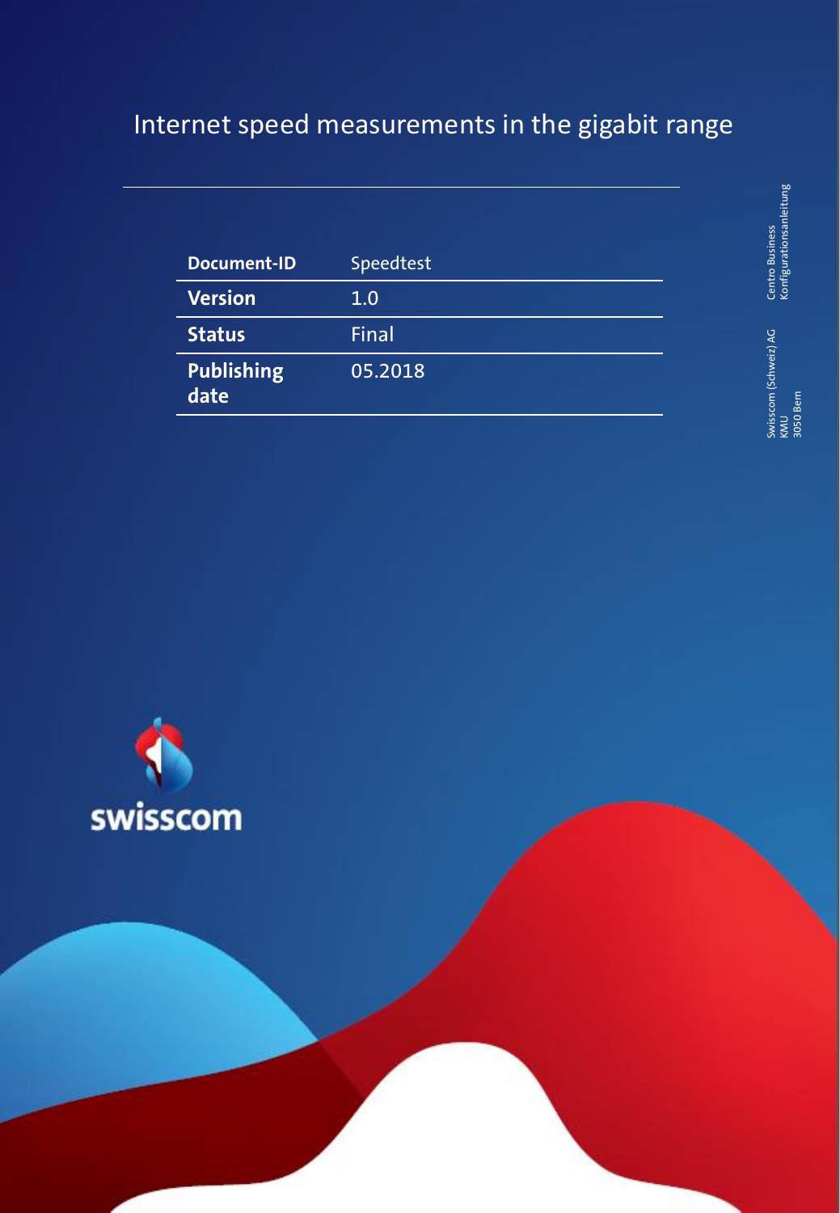# Internet speed measurements in the gigabit range

| Document-ID | Speedtest |
| --- | --- |
| Version | 1.0 |
| Status | Final |
| Publishing date | 05.2018 |

Centro Business
Konfigurationsanleitung

Swisscom (Schweiz) AG
KMU
3050 Bern

swisscom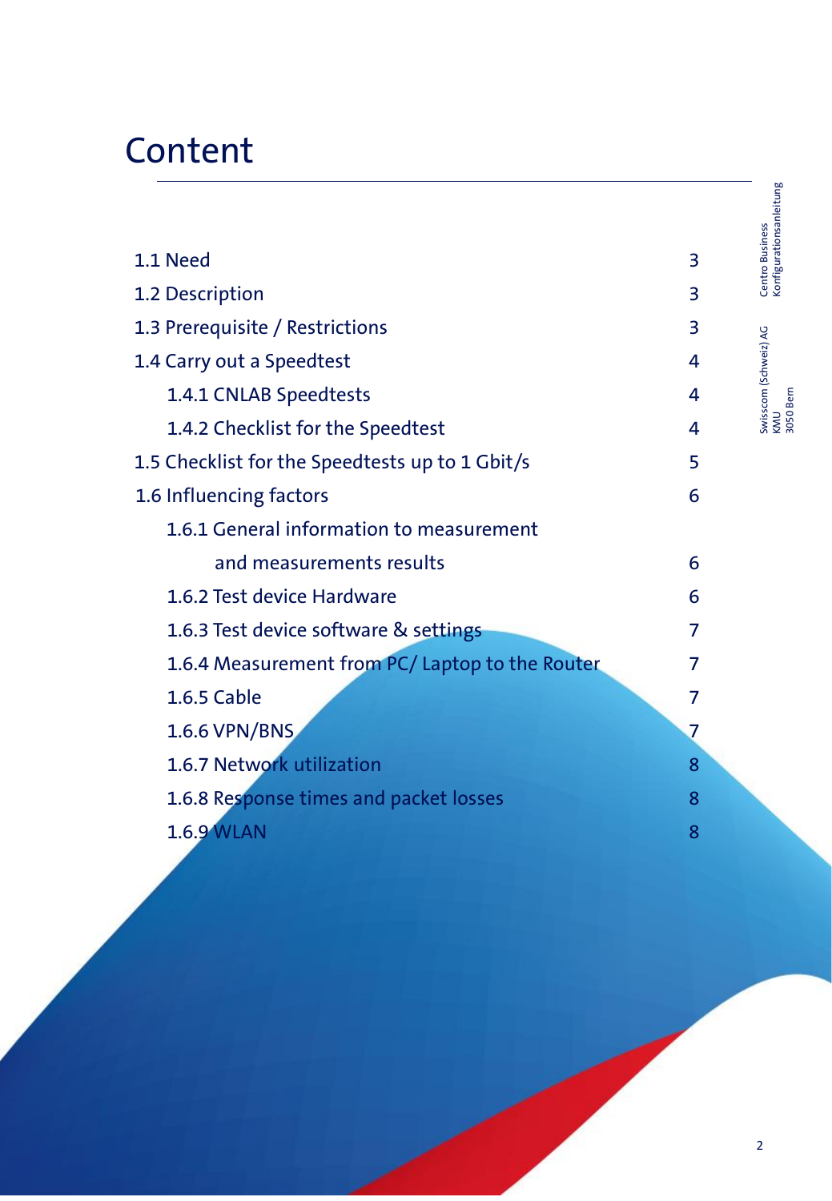# Content

| | |
|---|---|
| 1.1 Need | 3 |
| 1.2 Description | 3 |
| 1.3 Prerequisite / Restrictions | 3 |
| 1.4 Carry out a Speedtest | 4 |
| 1.4.1 CNLAB Speedtests | 4 |
| 1.4.2 Checklist for the Speedtest | 4 |
| 1.5 Checklist for the Speedtests up to 1 Gbit/s | 5 |
| 1.6 Influencing factors | 6 |
| 1.6.1 General information to measurement and measurements results | 6 |
| 1.6.2 Test device Hardware | 6 |
| 1.6.3 Test device software & settings | 7 |
| 1.6.4 Measurement from PC/ Laptop to the Router | 7 |
| 1.6.5 Cable | 7 |
| 1.6.6 VPN/BNS | 7 |
| 1.6.7 Network utilization | 8 |
| 1.6.8 Response times and packet losses | 8 |
| 1.6.9 WLAN | 8 |

Centro Business
Konfigurationsanleitung

Swisscom (Schweiz) AG
KMU
3050 Bern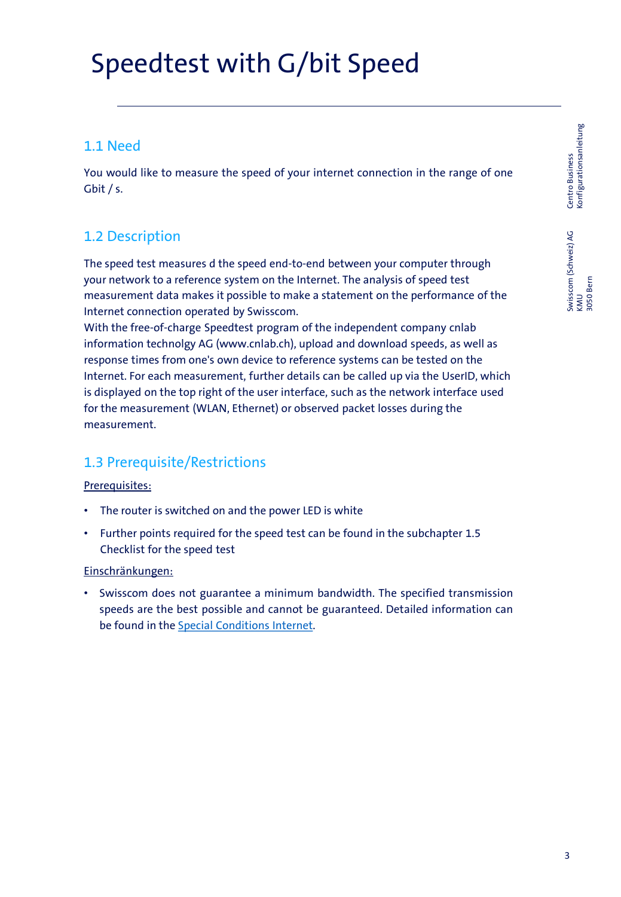# Speedtest with G/bit Speed

## 1.1 Need

You would like to measure the speed of your internet connection in the range of one Gbit / s.

## 1.2 Description

The speed test measures d the speed end-to-end between your computer through your network to a reference system on the Internet. The analysis of speed test measurement data makes it possible to make a statement on the performance of the Internet connection operated by Swisscom.
With the free-of-charge Speedtest program of the independent company cnlab information technolgy AG (www.cnlab.ch), upload and download speeds, as well as response times from one's own device to reference systems can be tested on the Internet. For each measurement, further details can be called up via the UserID, which is displayed on the top right of the user interface, such as the network interface used for the measurement (WLAN, Ethernet) or observed packet losses during the measurement.

## 1.3 Prerequisite/Restrictions

Prerequisites:

- The router is switched on and the power LED is white
- Further points required for the speed test can be found in the subchapter 1.5 Checklist for the speed test

Einschränkungen:

- Swisscom does not guarantee a minimum bandwidth. The specified transmission speeds are the best possible and cannot be guaranteed. Detailed information can be found in the Special Conditions Internet.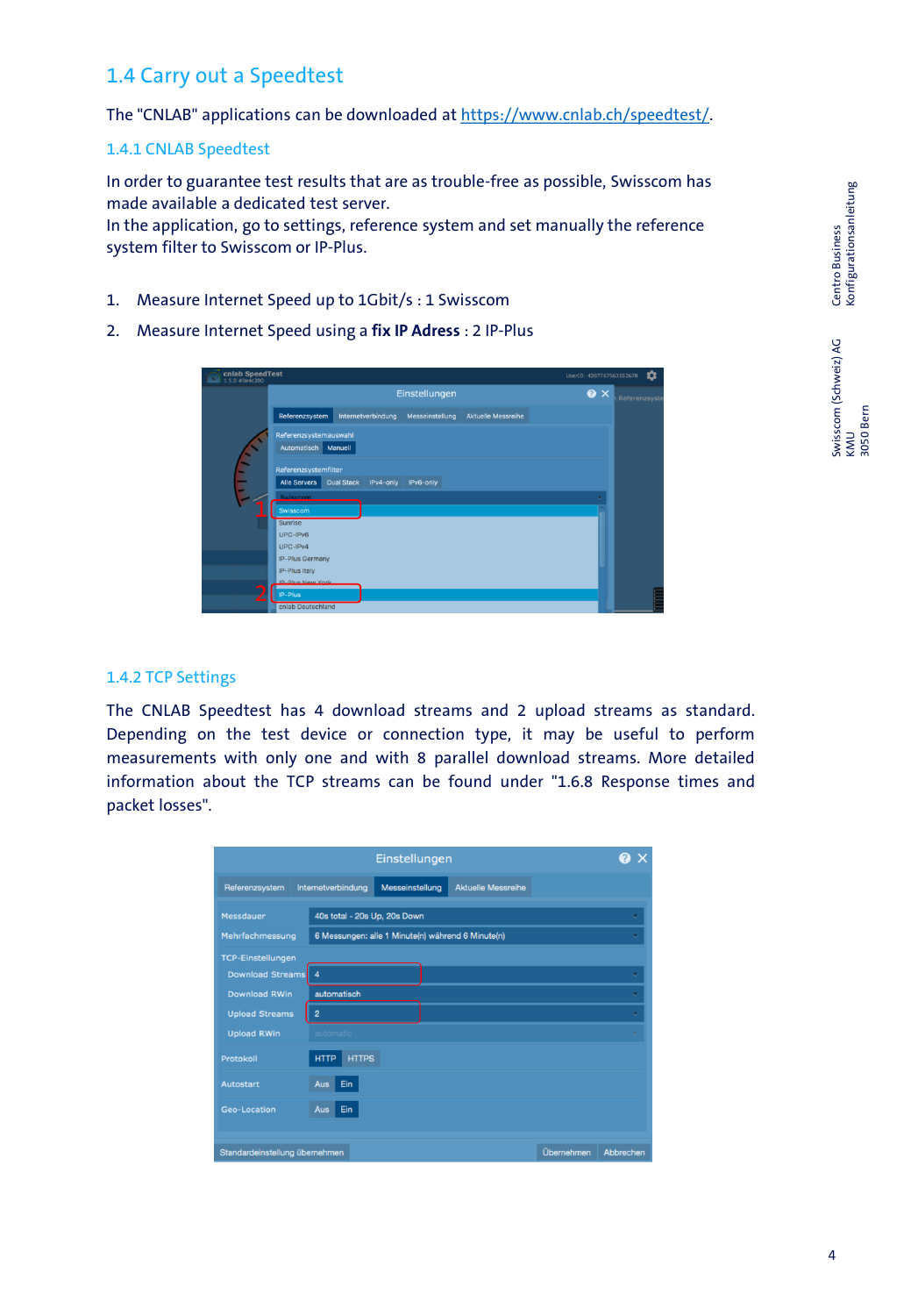## 1.4 Carry out a Speedtest

The "CNLAB" applications can be downloaded at [https://www.cnlab.ch/speedtest/](https://www.cnlab.ch/speedtest/).

### 1.4.1 CNLAB Speedtest

In order to guarantee test results that are as trouble-free as possible, Swisscom has made available a dedicated test server.
In the application, go to settings, reference system and set manually the reference system filter to Swisscom or IP-Plus.

1. Measure Internet Speed up to 1Gbit/s : 1 Swisscom
2. Measure Internet Speed using a **fix IP Adress** : 2 IP-Plus

### 1.4.2 TCP Settings

The CNLAB Speedtest has 4 download streams and 2 upload streams as standard. Depending on the test device or connection type, it may be useful to perform measurements with only one and with 8 parallel download streams. More detailed information about the TCP streams can be found under "1.6.8 Response times and packet losses".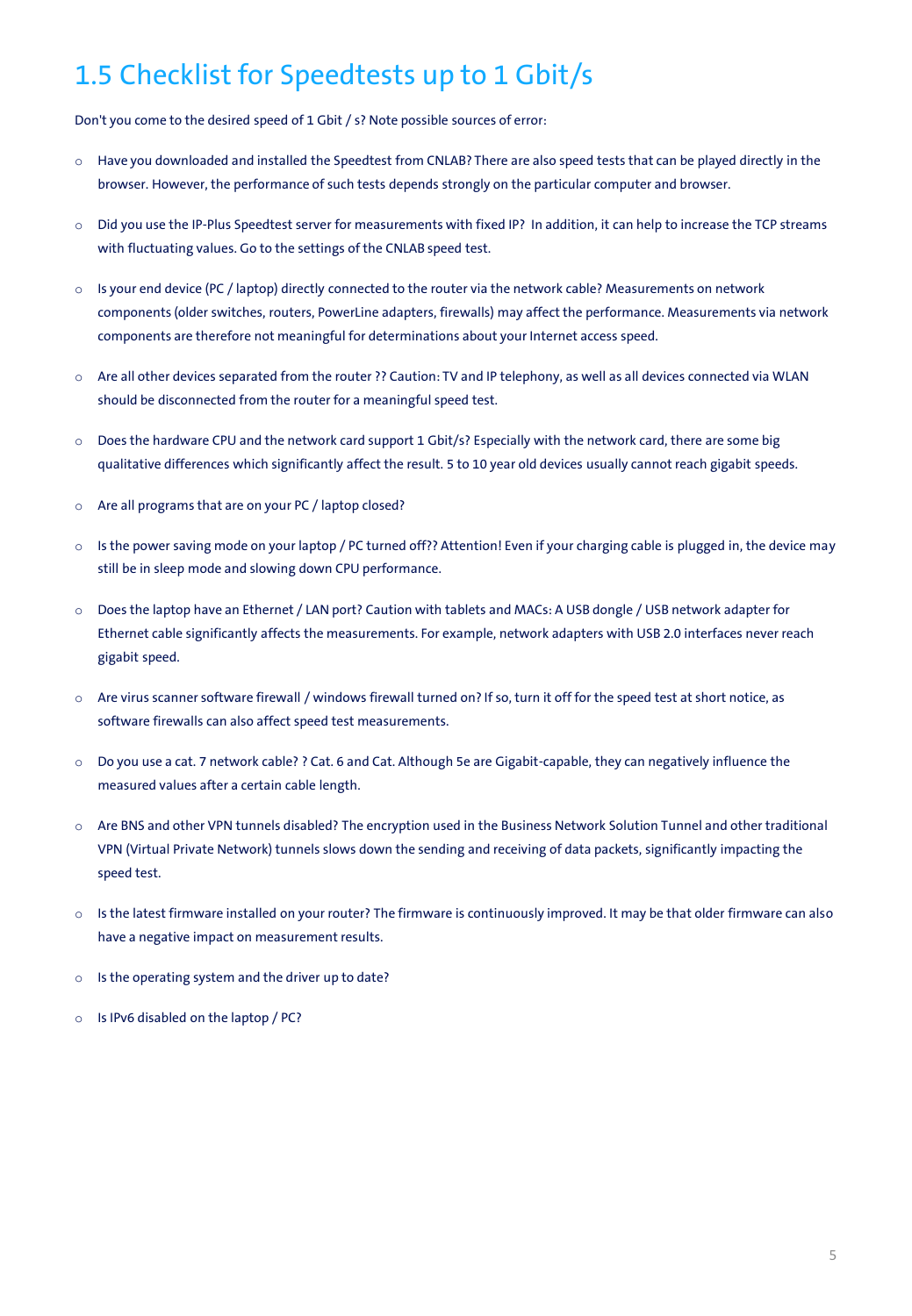## 1.5 Checklist for Speedtests up to 1 Gbit/s

Don't you come to the desired speed of 1 Gbit / s? Note possible sources of error:

- Have you downloaded and installed the Speedtest from CNLAB? There are also speed tests that can be played directly in the browser. However, the performance of such tests depends strongly on the particular computer and browser.
- Did you use the IP-Plus Speedtest server for measurements with fixed IP? In addition, it can help to increase the TCP streams with fluctuating values. Go to the settings of the CNLAB speed test.
- Is your end device (PC / laptop) directly connected to the router via the network cable? Measurements on network components (older switches, routers, PowerLine adapters, firewalls) may affect the performance. Measurements via network components are therefore not meaningful for determinations about your Internet access speed.
- Are all other devices separated from the router ?? Caution: TV and IP telephony, as well as all devices connected via WLAN should be disconnected from the router for a meaningful speed test.
- Does the hardware CPU and the network card support 1 Gbit/s? Especially with the network card, there are some big qualitative differences which significantly affect the result. 5 to 10 year old devices usually cannot reach gigabit speeds.
- Are all programs that are on your PC / laptop closed?
- Is the power saving mode on your laptop / PC turned off?? Attention! Even if your charging cable is plugged in, the device may still be in sleep mode and slowing down CPU performance.
- Does the laptop have an Ethernet / LAN port? Caution with tablets and MACs: A USB dongle / USB network adapter for Ethernet cable significantly affects the measurements. For example, network adapters with USB 2.0 interfaces never reach gigabit speed.
- Are virus scanner software firewall / windows firewall turned on? If so, turn it off for the speed test at short notice, as software firewalls can also affect speed test measurements.
- Do you use a cat. 7 network cable? ? Cat. 6 and Cat. Although 5e are Gigabit-capable, they can negatively influence the measured values after a certain cable length.
- Are BNS and other VPN tunnels disabled? The encryption used in the Business Network Solution Tunnel and other traditional VPN (Virtual Private Network) tunnels slows down the sending and receiving of data packets, significantly impacting the speed test.
- Is the latest firmware installed on your router? The firmware is continuously improved. It may be that older firmware can also have a negative impact on measurement results.
- Is the operating system and the driver up to date?
- Is IPv6 disabled on the laptop / PC?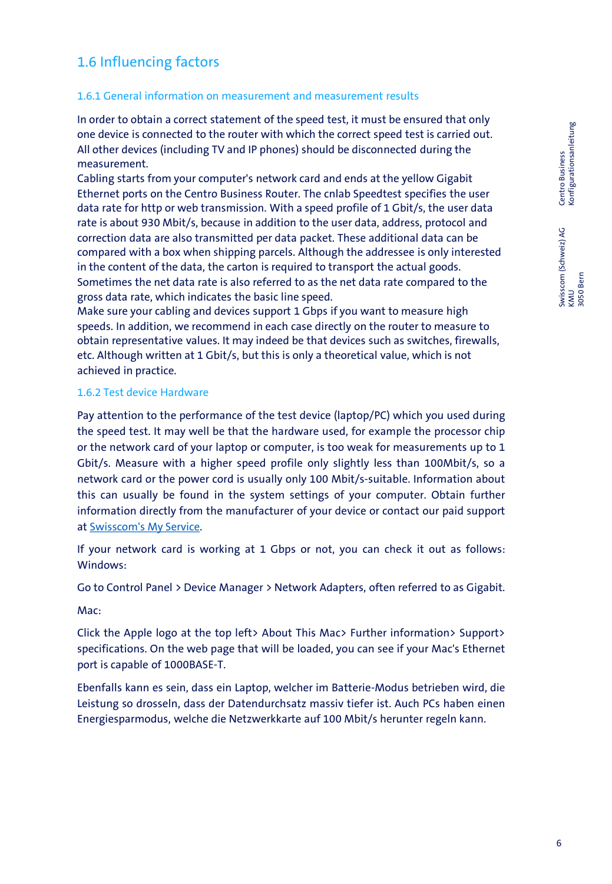## 1.6 Influencing factors

### 1.6.1 General information on measurement and measurement results

In order to obtain a correct statement of the speed test, it must be ensured that only one device is connected to the router with which the correct speed test is carried out. All other devices (including TV and IP phones) should be disconnected during the measurement.
Cabling starts from your computer's network card and ends at the yellow Gigabit Ethernet ports on the Centro Business Router. The cnlab Speedtest specifies the user data rate for http or web transmission. With a speed profile of 1 Gbit/s, the user data rate is about 930 Mbit/s, because in addition to the user data, address, protocol and correction data are also transmitted per data packet. These additional data can be compared with a box when shipping parcels. Although the addressee is only interested in the content of the data, the carton is required to transport the actual goods. Sometimes the net data rate is also referred to as the net data rate compared to the gross data rate, which indicates the basic line speed.
Make sure your cabling and devices support 1 Gbps if you want to measure high speeds. In addition, we recommend in each case directly on the router to measure to obtain representative values. It may indeed be that devices such as switches, firewalls, etc. Although written at 1 Gbit/s, but this is only a theoretical value, which is not achieved in practice.

### 1.6.2 Test device Hardware

Pay attention to the performance of the test device (laptop/PC) which you used during the speed test. It may well be that the hardware used, for example the processor chip or the network card of your laptop or computer, is too weak for measurements up to 1 Gbit/s. Measure with a higher speed profile only slightly less than 100Mbit/s, so a network card or the power cord is usually only 100 Mbit/s-suitable. Information about this can usually be found in the system settings of your computer. Obtain further information directly from the manufacturer of your device or contact our paid support at Swisscom's My Service.

If your network card is working at 1 Gbps or not, you can check it out as follows: Windows:

Go to Control Panel > Device Manager > Network Adapters, often referred to as Gigabit.

Mac:

Click the Apple logo at the top left> About This Mac> Further information> Support> specifications. On the web page that will be loaded, you can see if your Mac's Ethernet port is capable of 1000BASE-T.

Ebenfalls kann es sein, dass ein Laptop, welcher im Batterie-Modus betrieben wird, die Leistung so drosseln, dass der Datendurchsatz massiv tiefer ist. Auch PCs haben einen Energiesparmodus, welche die Netzwerkkarte auf 100 Mbit/s herunter regeln kann.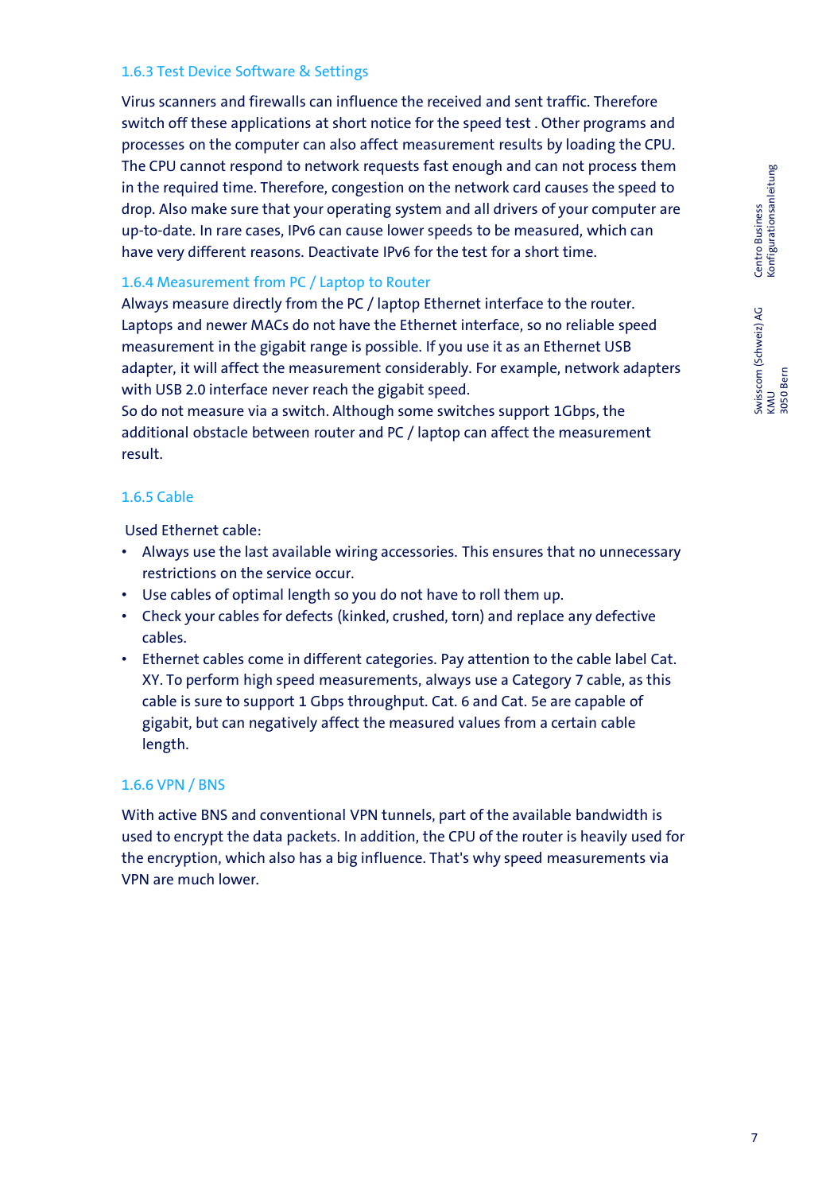### 1.6.3 Test Device Software & Settings

Virus scanners and firewalls can influence the received and sent traffic. Therefore switch off these applications at short notice for the speed test . Other programs and processes on the computer can also affect measurement results by loading the CPU. The CPU cannot respond to network requests fast enough and can not process them in the required time. Therefore, congestion on the network card causes the speed to drop. Also make sure that your operating system and all drivers of your computer are up-to-date. In rare cases, IPv6 can cause lower speeds to be measured, which can have very different reasons. Deactivate IPv6 for the test for a short time.

### 1.6.4 Measurement from PC / Laptop to Router

Always measure directly from the PC / laptop Ethernet interface to the router. Laptops and newer MACs do not have the Ethernet interface, so no reliable speed measurement in the gigabit range is possible. If you use it as an Ethernet USB adapter, it will affect the measurement considerably. For example, network adapters with USB 2.0 interface never reach the gigabit speed.
So do not measure via a switch. Although some switches support 1Gbps, the additional obstacle between router and PC / laptop can affect the measurement result.

### 1.6.5 Cable

Used Ethernet cable:

- Always use the last available wiring accessories. This ensures that no unnecessary restrictions on the service occur.
- Use cables of optimal length so you do not have to roll them up.
- Check your cables for defects (kinked, crushed, torn) and replace any defective cables.
- Ethernet cables come in different categories. Pay attention to the cable label Cat. XY. To perform high speed measurements, always use a Category 7 cable, as this cable is sure to support 1 Gbps throughput. Cat. 6 and Cat. 5e are capable of gigabit, but can negatively affect the measured values from a certain cable length.

### 1.6.6 VPN / BNS

With active BNS and conventional VPN tunnels, part of the available bandwidth is used to encrypt the data packets. In addition, the CPU of the router is heavily used for the encryption, which also has a big influence. That's why speed measurements via VPN are much lower.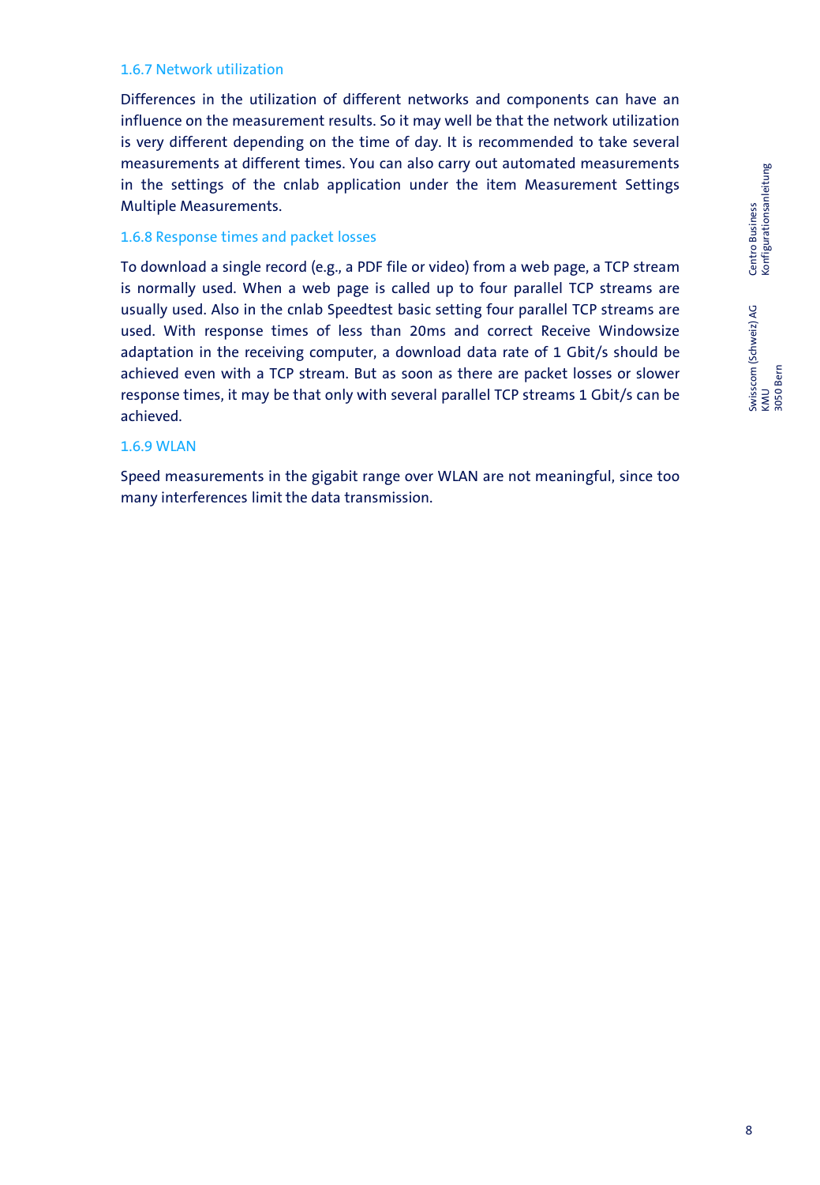### 1.6.7 Network utilization

Differences in the utilization of different networks and components can have an influence on the measurement results. So it may well be that the network utilization is very different depending on the time of day. It is recommended to take several measurements at different times. You can also carry out automated measurements in the settings of the cnlab application under the item Measurement Settings Multiple Measurements.

### 1.6.8 Response times and packet losses

To download a single record (e.g., a PDF file or video) from a web page, a TCP stream is normally used. When a web page is called up to four parallel TCP streams are usually used. Also in the cnlab Speedtest basic setting four parallel TCP streams are used. With response times of less than 20ms and correct Receive Windowsize adaptation in the receiving computer, a download data rate of 1 Gbit/s should be achieved even with a TCP stream. But as soon as there are packet losses or slower response times, it may be that only with several parallel TCP streams 1 Gbit/s can be achieved.

### 1.6.9 WLAN

Speed measurements in the gigabit range over WLAN are not meaningful, since too many interferences limit the data transmission.